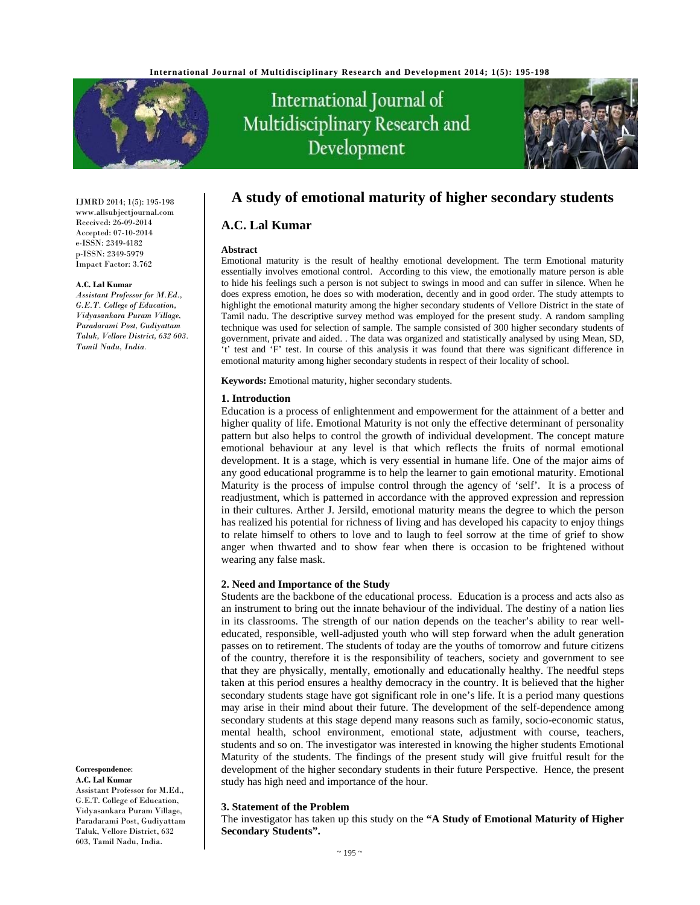# A study of emotional maturity of higher secondary students

## A.C. Lal Kumar

IJMRD 2014; 1(5): 195-198
www.allsubjectjournal.com
Received: 26-09-2014
Accepted: 07-10-2014
e-ISSN: 2349-4182
p-ISSN: 2349-5979
Impact Factor: 3.762

**A.C. Lal Kumar**
*Assistant Professor for M.Ed., G.E.T. College of Education, Vidyasankara Puram Village, Paradarami Post, Gudiyattam Taluk, Vellore District, 632 603. Tamil Nadu, India.*

**Correspondence**:
**A.C. Lal Kumar**
Assistant Professor for M.Ed., G.E.T. College of Education, Vidyasankara Puram Village, Paradarami Post, Gudiyattam Taluk, Vellore District, 632 603, Tamil Nadu, India.

**Abstract**

Emotional maturity is the result of healthy emotional development. The term Emotional maturity essentially involves emotional control. According to this view, the emotionally mature person is able to hide his feelings such a person is not subject to swings in mood and can suffer in silence. When he does express emotion, he does so with moderation, decently and in good order. The study attempts to highlight the emotional maturity among the higher secondary students of Vellore District in the state of Tamil nadu. The descriptive survey method was employed for the present study. A random sampling technique was used for selection of sample. The sample consisted of 300 higher secondary students of government, private and aided. . The data was organized and statistically analysed by using Mean, SD, 't' test and 'F' test. In course of this analysis it was found that there was significant difference in emotional maturity among higher secondary students in respect of their locality of school.

**Keywords:** Emotional maturity, higher secondary students.

### 1. Introduction

Education is a process of enlightenment and empowerment for the attainment of a better and higher quality of life. Emotional Maturity is not only the effective determinant of personality pattern but also helps to control the growth of individual development. The concept mature emotional behaviour at any level is that which reflects the fruits of normal emotional development. It is a stage, which is very essential in humane life. One of the major aims of any good educational programme is to help the learner to gain emotional maturity. Emotional Maturity is the process of impulse control through the agency of 'self'. It is a process of readjustment, which is patterned in accordance with the approved expression and repression in their cultures. Arther J. Jersild, emotional maturity means the degree to which the person has realized his potential for richness of living and has developed his capacity to enjoy things to relate himself to others to love and to laugh to feel sorrow at the time of grief to show anger when thwarted and to show fear when there is occasion to be frightened without wearing any false mask.

### 2. Need and Importance of the Study

Students are the backbone of the educational process. Education is a process and acts also as an instrument to bring out the innate behaviour of the individual. The destiny of a nation lies in its classrooms. The strength of our nation depends on the teacher's ability to rear well-educated, responsible, well-adjusted youth who will step forward when the adult generation passes on to retirement. The students of today are the youths of tomorrow and future citizens of the country, therefore it is the responsibility of teachers, society and government to see that they are physically, mentally, emotionally and educationally healthy. The needful steps taken at this period ensures a healthy democracy in the country. It is believed that the higher secondary students stage have got significant role in one's life. It is a period many questions may arise in their mind about their future. The development of the self-dependence among secondary students at this stage depend many reasons such as family, socio-economic status, mental health, school environment, emotional state, adjustment with course, teachers, students and so on. The investigator was interested in knowing the higher students Emotional Maturity of the students. The findings of the present study will give fruitful result for the development of the higher secondary students in their future Perspective. Hence, the present study has high need and importance of the hour.

### 3. Statement of the Problem

The investigator has taken up this study on the **"A Study of Emotional Maturity of Higher Secondary Students".**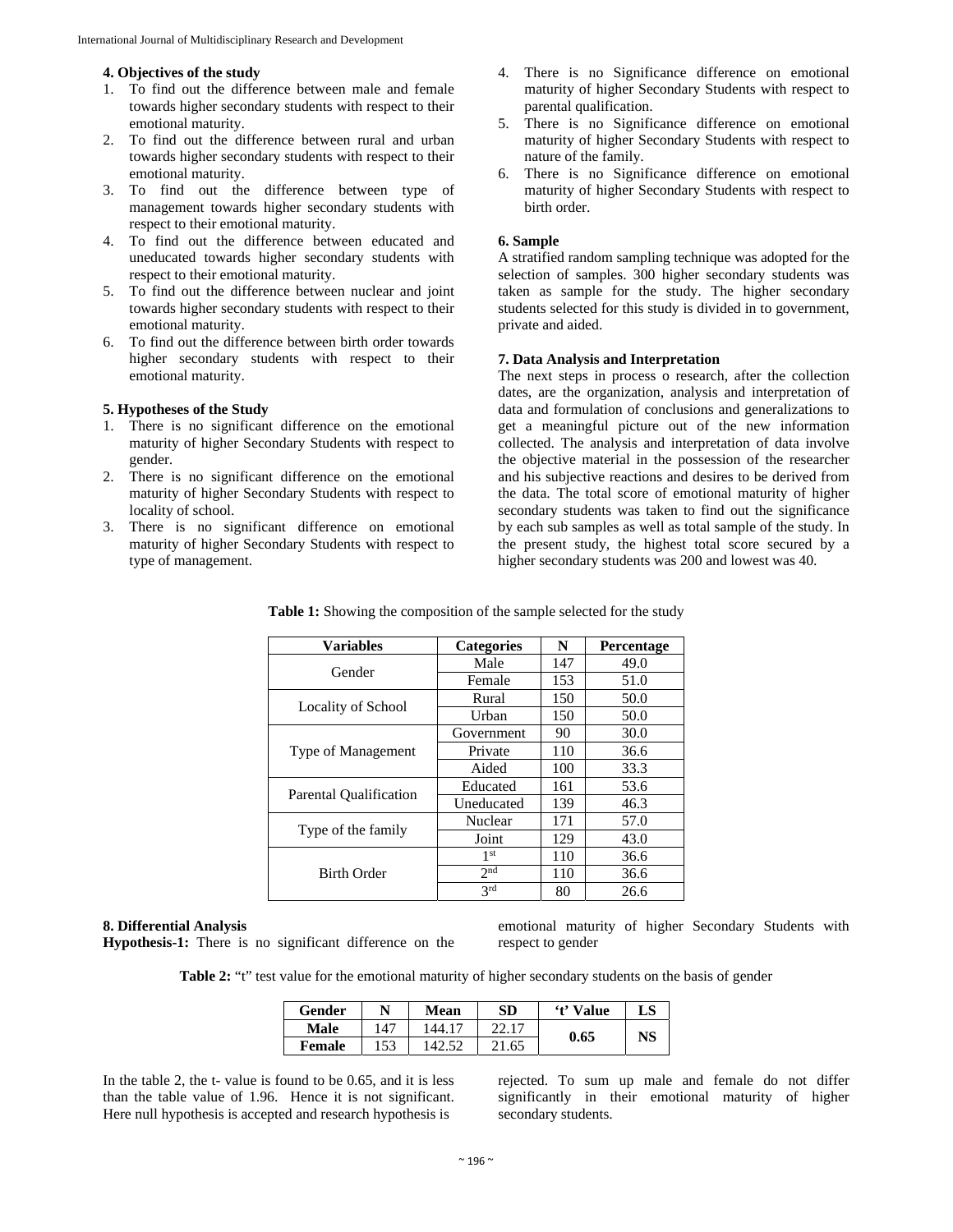### 4. Objectives of the study

1. To find out the difference between male and female towards higher secondary students with respect to their emotional maturity.
2. To find out the difference between rural and urban towards higher secondary students with respect to their emotional maturity.
3. To find out the difference between type of management towards higher secondary students with respect to their emotional maturity.
4. To find out the difference between educated and uneducated towards higher secondary students with respect to their emotional maturity.
5. To find out the difference between nuclear and joint towards higher secondary students with respect to their emotional maturity.
6. To find out the difference between birth order towards higher secondary students with respect to their emotional maturity.

### 5. Hypotheses of the Study

1. There is no significant difference on the emotional maturity of higher Secondary Students with respect to gender.
2. There is no significant difference on the emotional maturity of higher Secondary Students with respect to locality of school.
3. There is no significant difference on emotional maturity of higher Secondary Students with respect to type of management.
4. There is no Significance difference on emotional maturity of higher Secondary Students with respect to parental qualification.
5. There is no Significance difference on emotional maturity of higher Secondary Students with respect to nature of the family.
6. There is no Significance difference on emotional maturity of higher Secondary Students with respect to birth order.

### 6. Sample

A stratified random sampling technique was adopted for the selection of samples. 300 higher secondary students was taken as sample for the study. The higher secondary students selected for this study is divided in to government, private and aided.

### 7. Data Analysis and Interpretation

The next steps in process o research, after the collection dates, are the organization, analysis and interpretation of data and formulation of conclusions and generalizations to get a meaningful picture out of the new information collected. The analysis and interpretation of data involve the objective material in the possession of the researcher and his subjective reactions and desires to be derived from the data. The total score of emotional maturity of higher secondary students was taken to find out the significance by each sub samples as well as total sample of the study. In the present study, the highest total score secured by a higher secondary students was 200 and lowest was 40.

**Table 1:** Showing the composition of the sample selected for the study

| Variables | Categories | N | Percentage |
|---|---|---|---|
| Gender | Male | 147 | 49.0 |
| | Female | 153 | 51.0 |
| Locality of School | Rural | 150 | 50.0 |
| | Urban | 150 | 50.0 |
| Type of Management | Government | 90 | 30.0 |
| | Private | 110 | 36.6 |
| | Aided | 100 | 33.3 |
| Parental Qualification | Educated | 161 | 53.6 |
| | Uneducated | 139 | 46.3 |
| Type of the family | Nuclear | 171 | 57.0 |
| | Joint | 129 | 43.0 |
| Birth Order | 1st | 110 | 36.6 |
| | 2nd | 110 | 36.6 |
| | 3rd | 80 | 26.6 |

### 8. Differential Analysis

**Hypothesis-1:** There is no significant difference on the emotional maturity of higher Secondary Students with respect to gender

**Table 2:** "t" test value for the emotional maturity of higher secondary students on the basis of gender

| Gender | N | Mean | SD | 't' Value | LS |
|---|---|---|---|---|---|
| **Male** | 147 | 144.17 | 22.17 | **0.65** | **NS** |
| **Female** | 153 | 142.52 | 21.65 | | |

In the table 2, the t- value is found to be 0.65, and it is less than the table value of 1.96. Hence it is not significant. Here null hypothesis is accepted and research hypothesis is rejected. To sum up male and female do not differ significantly in their emotional maturity of higher secondary students.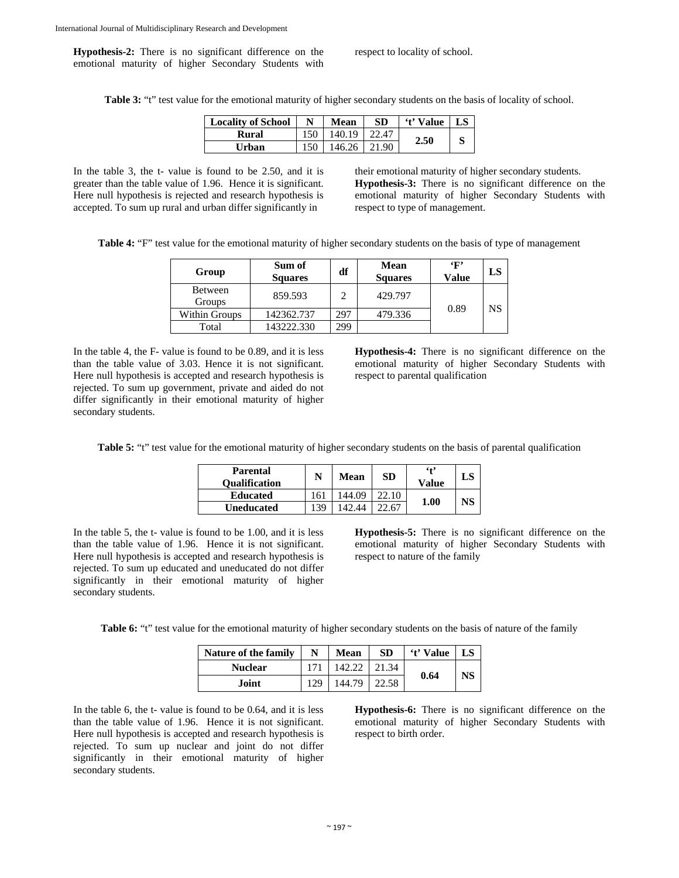**Hypothesis-2:** There is no significant difference on the emotional maturity of higher Secondary Students with respect to locality of school.

**Table 3:** "t" test value for the emotional maturity of higher secondary students on the basis of locality of school.

| Locality of School | N | Mean | SD | 't' Value | LS |
|---|---|---|---|---|---|
| Rural | 150 | 140.19 | 22.47 | 2.50 | S |
| Urban | 150 | 146.26 | 21.90 | | |

In the table 3, the t- value is found to be 2.50, and it is greater than the table value of 1.96. Hence it is significant. Here null hypothesis is rejected and research hypothesis is accepted. To sum up rural and urban differ significantly in their emotional maturity of higher secondary students.

**Hypothesis-3:** There is no significant difference on the emotional maturity of higher Secondary Students with respect to type of management.

**Table 4:** "F" test value for the emotional maturity of higher secondary students on the basis of type of management

| Group | Sum of Squares | df | Mean Squares | 'F' Value | LS |
|---|---|---|---|---|---|
| Between Groups | 859.593 | 2 | 429.797 | 0.89 | NS |
| Within Groups | 142362.737 | 297 | 479.336 | | |
| Total | 143222.330 | 299 | | | |

In the table 4, the F- value is found to be 0.89, and it is less than the table value of 3.03. Hence it is not significant. Here null hypothesis is accepted and research hypothesis is rejected. To sum up government, private and aided do not differ significantly in their emotional maturity of higher secondary students.

**Hypothesis-4:** There is no significant difference on the emotional maturity of higher Secondary Students with respect to parental qualification

**Table 5:** "t" test value for the emotional maturity of higher secondary students on the basis of parental qualification

| Parental Qualification | N | Mean | SD | 't' Value | LS |
|---|---|---|---|---|---|
| Educated | 161 | 144.09 | 22.10 | 1.00 | NS |
| Uneducated | 139 | 142.44 | 22.67 | | |

In the table 5, the t- value is found to be 1.00, and it is less than the table value of 1.96. Hence it is not significant. Here null hypothesis is accepted and research hypothesis is rejected. To sum up educated and uneducated do not differ significantly in their emotional maturity of higher secondary students.

**Hypothesis-5:** There is no significant difference on the emotional maturity of higher Secondary Students with respect to nature of the family

**Table 6:** "t" test value for the emotional maturity of higher secondary students on the basis of nature of the family

| Nature of the family | N | Mean | SD | 't' Value | LS |
|---|---|---|---|---|---|
| Nuclear | 171 | 142.22 | 21.34 | 0.64 | NS |
| Joint | 129 | 144.79 | 22.58 | | |

In the table 6, the t- value is found to be 0.64, and it is less than the table value of 1.96. Hence it is not significant. Here null hypothesis is accepted and research hypothesis is rejected. To sum up nuclear and joint do not differ significantly in their emotional maturity of higher secondary students.

**Hypothesis-6:** There is no significant difference on the emotional maturity of higher Secondary Students with respect to birth order.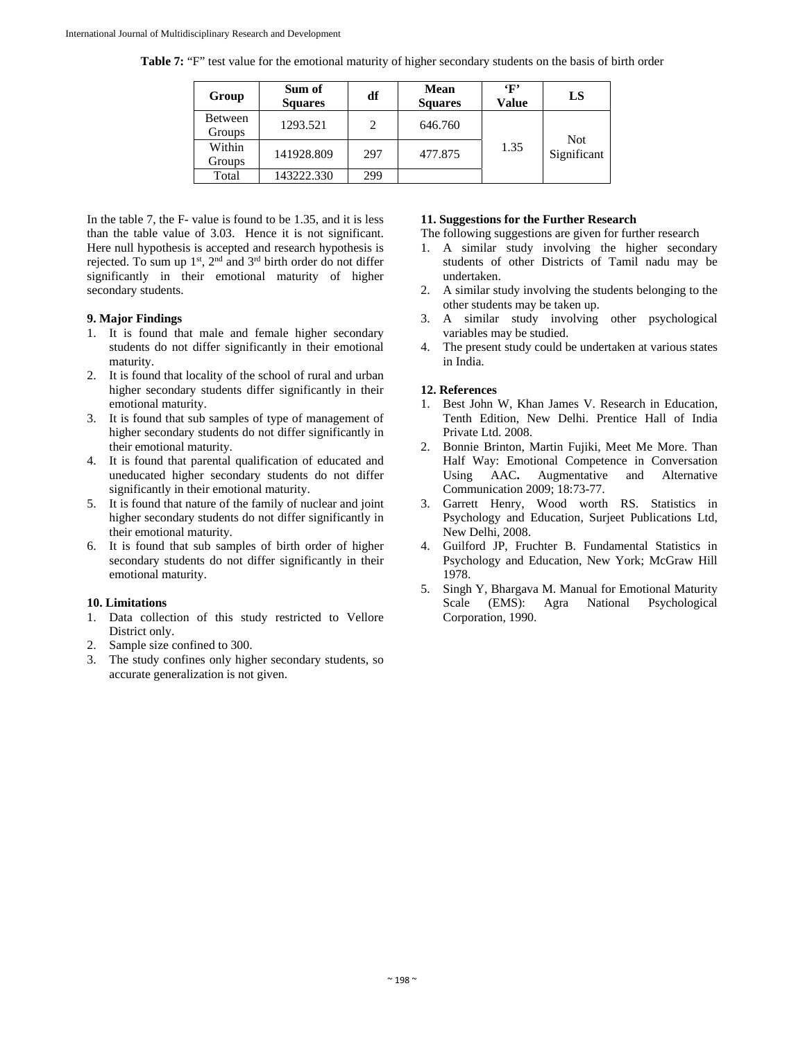**Table 7:** "F" test value for the emotional maturity of higher secondary students on the basis of birth order

| Group | Sum of Squares | df | Mean Squares | 'F' Value | LS |
|---|---|---|---|---|---|
| Between Groups | 1293.521 | 2 | 646.760 | 1.35 | Not Significant |
| Within Groups | 141928.809 | 297 | 477.875 | | |
| Total | 143222.330 | 299 | | | |

In the table 7, the F- value is found to be 1.35, and it is less than the table value of 3.03. Hence it is not significant. Here null hypothesis is accepted and research hypothesis is rejected. To sum up 1st, 2nd and 3rd birth order do not differ significantly in their emotional maturity of higher secondary students.

### 9. Major Findings

1. It is found that male and female higher secondary students do not differ significantly in their emotional maturity.
2. It is found that locality of the school of rural and urban higher secondary students differ significantly in their emotional maturity.
3. It is found that sub samples of type of management of higher secondary students do not differ significantly in their emotional maturity.
4. It is found that parental qualification of educated and uneducated higher secondary students do not differ significantly in their emotional maturity.
5. It is found that nature of the family of nuclear and joint higher secondary students do not differ significantly in their emotional maturity.
6. It is found that sub samples of birth order of higher secondary students do not differ significantly in their emotional maturity.

### 10. Limitations

1. Data collection of this study restricted to Vellore District only.
2. Sample size confined to 300.
3. The study confines only higher secondary students, so accurate generalization is not given.

### 11. Suggestions for the Further Research

The following suggestions are given for further research

1. A similar study involving the higher secondary students of other Districts of Tamil nadu may be undertaken.
2. A similar study involving the students belonging to the other students may be taken up.
3. A similar study involving other psychological variables may be studied.
4. The present study could be undertaken at various states in India.

### 12. References

1. Best John W, Khan James V. Research in Education, Tenth Edition, New Delhi. Prentice Hall of India Private Ltd. 2008.
2. Bonnie Brinton, Martin Fujiki, Meet Me More. Than Half Way: Emotional Competence in Conversation Using AAC**.** Augmentative and Alternative Communication 2009; 18:73-77.
3. Garrett Henry, Wood worth RS. Statistics in Psychology and Education, Surjeet Publications Ltd, New Delhi, 2008.
4. Guilford JP, Fruchter B. Fundamental Statistics in Psychology and Education, New York; McGraw Hill 1978.
5. Singh Y, Bhargava M. Manual for Emotional Maturity Scale (EMS): Agra National Psychological Corporation, 1990.